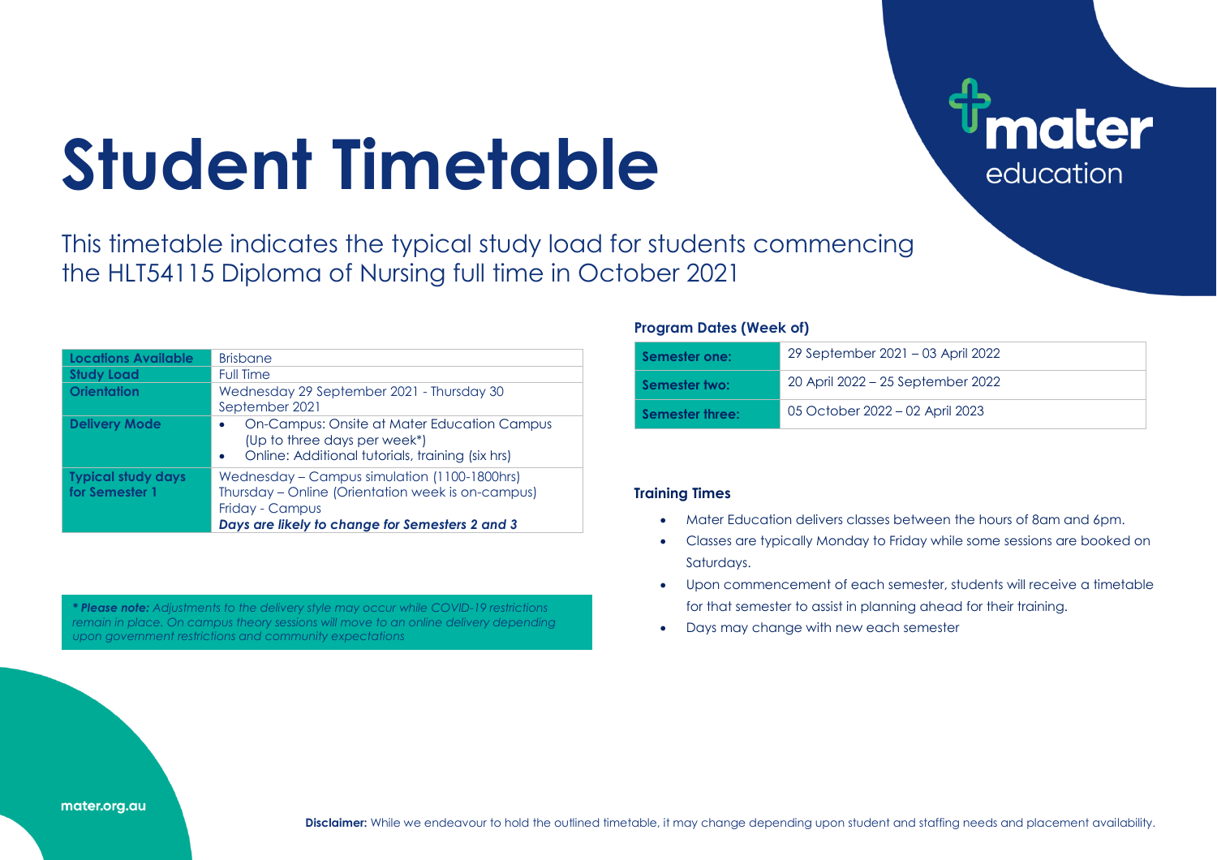# Student Timetable

This timetable indicates the typical study load for students commencing the HLT54115 Diploma of Nursing full time in October 2021

| Locations Available | Brisbane |
|---|---|
| Study Load | Full Time |
| Orientation | Wednesday 29 September 2021 - Thursday 30 September 2021 |
| Delivery Mode | • On-Campus: Onsite at Mater Education Campus (Up to three days per week*)<br>• Online: Additional tutorials, training (six hrs) |
| Typical study days for Semester 1 | Wednesday – Campus simulation (1100-1800hrs)<br>Thursday – Online (Orientation week is on-campus)<br>Friday - Campus<br>***Days are likely to change for Semesters 2 and 3*** |

***\* Please note:** Adjustments to the delivery style may occur while COVID-19 restrictions remain in place. On campus theory sessions will move to an online delivery depending upon government restrictions and community expectations*

### Program Dates (Week of)

| Semester one: | 29 September 2021 – 03 April 2022 |
|---|---|
| Semester two: | 20 April 2022 – 25 September 2022 |
| Semester three: | 05 October 2022 – 02 April 2023 |

### Training Times

- Mater Education delivers classes between the hours of 8am and 6pm.
- Classes are typically Monday to Friday while some sessions are booked on Saturdays.
- Upon commencement of each semester, students will receive a timetable for that semester to assist in planning ahead for their training.
- Days may change with new each semester

mater.org.au

**Disclaimer:** While we endeavour to hold the outlined timetable, it may change depending upon student and staffing needs and placement availability.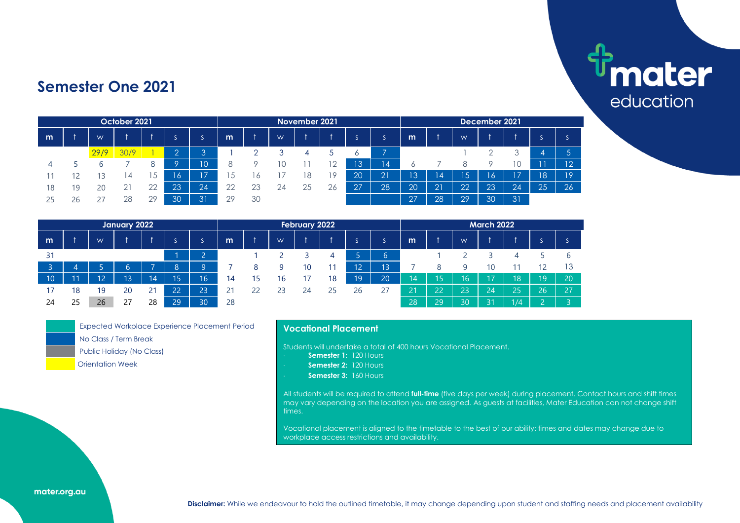## Semester One 2021

mater education

| October 2021 | | | | | | | November 2021 | | | | | | | December 2021 | | | | | | |
|---|---|---|---|---|---|---|---|---|---|---|---|---|---|---|---|---|---|---|---|---|
| m | t | w | t | f | s | s | m | t | w | t | f | s | s | m | t | w | t | f | s | s |
| | | 29/9 | 30/9 | 1 | 2 | 3 | 1 | 2 | 3 | 4 | 5 | 6 | 7 | | | 1 | 2 | 3 | 4 | 5 |
| 4 | 5 | 6 | 7 | 8 | 9 | 10 | 8 | 9 | 10 | 11 | 12 | 13 | 14 | 6 | 7 | 8 | 9 | 10 | 11 | 12 |
| 11 | 12 | 13 | 14 | 15 | 16 | 17 | 15 | 16 | 17 | 18 | 19 | 20 | 21 | 13 | 14 | 15 | 16 | 17 | 18 | 19 |
| 18 | 19 | 20 | 21 | 22 | 23 | 24 | 22 | 23 | 24 | 25 | 26 | 27 | 28 | 20 | 21 | 22 | 23 | 24 | 25 | 26 |
| 25 | 26 | 27 | 28 | 29 | 30 | 31 | 29 | 30 | | | | | | 27 | 28 | 29 | 30 | 31 | | |

| January 2022 | | | | | | | February 2022 | | | | | | | March 2022 | | | | | | |
|---|---|---|---|---|---|---|---|---|---|---|---|---|---|---|---|---|---|---|---|---|
| m | t | w | t | f | s | s | m | t | w | t | f | s | s | m | t | w | t | f | s | s |
| 31 | | | | | 1 | 2 | | 1 | 2 | 3 | 4 | 5 | 6 | | 1 | 2 | 3 | 4 | 5 | 6 |
| 3 | 4 | 5 | 6 | 7 | 8 | 9 | 7 | 8 | 9 | 10 | 11 | 12 | 13 | 7 | 8 | 9 | 10 | 11 | 12 | 13 |
| 10 | 11 | 12 | 13 | 14 | 15 | 16 | 14 | 15 | 16 | 17 | 18 | 19 | 20 | 14 | 15 | 16 | 17 | 18 | 19 | 20 |
| 17 | 18 | 19 | 20 | 21 | 22 | 23 | 21 | 22 | 23 | 24 | 25 | 26 | 27 | 21 | 22 | 23 | 24 | 25 | 26 | 27 |
| 24 | 25 | 26 | 27 | 28 | 29 | 30 | 28 | | | | | | | 28 | 29 | 30 | 31 | 1/4 | 2 | 3 |

- Expected Workplace Experience Placement Period
- No Class / Term Break
- Public Holiday (No Class)
- Orientation Week

### Vocational Placement

Students will undertake a total of 400 hours Vocational Placement.

- **Semester 1:** 120 Hours
- **Semester 2:** 120 Hours
- **Semester 3:** 160 Hours

All students will be required to attend **full-time** (five days per week) during placement. Contact hours and shift times may vary depending on the location you are assigned. As guests at facilities, Mater Education can not change shift times.

Vocational placement is aligned to the timetable to the best of our ability: times and dates may change due to workplace access restrictions and availability.

mater.org.au

**Disclaimer:** While we endeavour to hold the outlined timetable, it may change depending upon student and staffing needs and placement availability